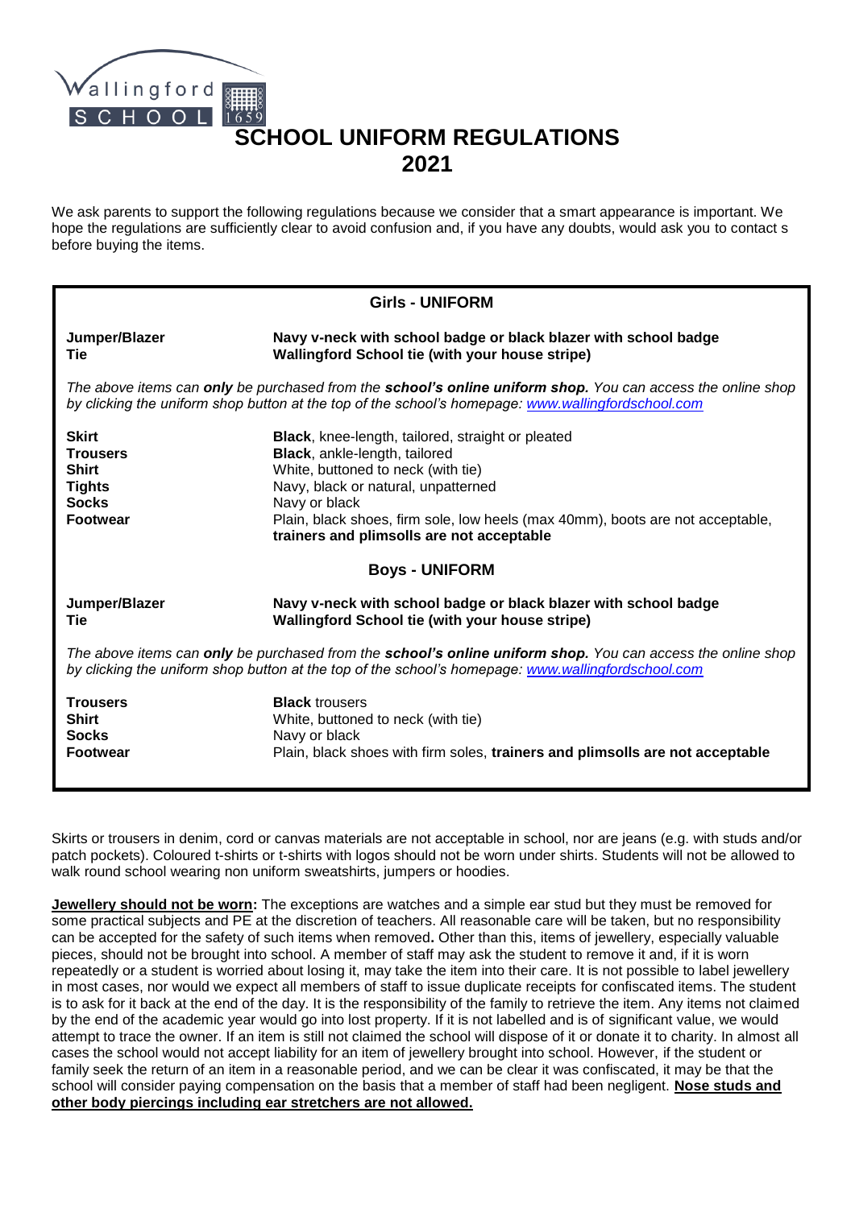Wallingford SCHOOL 1659

# SCHOOL UNIFORM REGULATIONS 2021

We ask parents to support the following regulations because we consider that a smart appearance is important. We hope the regulations are sufficiently clear to avoid confusion and, if you have any doubts, would ask you to contact s before buying the items.

## Girls - UNIFORM

| | |
|---|---|
| **Jumper/Blazer** | **Navy v-neck with school badge or black blazer with school badge** |
| **Tie** | **Wallingford School tie (with your house stripe)** |

*The above items can **only** be purchased from the **school's online uniform shop.** You can access the online shop by clicking the uniform shop button at the top of the school's homepage: [www.wallingfordschool.com](http://www.wallingfordschool.com)*

| | |
|---|---|
| **Skirt** | **Black**, knee-length, tailored, straight or pleated |
| **Trousers** | **Black**, ankle-length, tailored |
| **Shirt** | White, buttoned to neck (with tie) |
| **Tights** | Navy, black or natural, unpatterned |
| **Socks** | Navy or black |
| **Footwear** | Plain, black shoes, firm sole, low heels (max 40mm), boots are not acceptable, **trainers and plimsolls are not acceptable** |

## Boys - UNIFORM

| | |
|---|---|
| **Jumper/Blazer** | **Navy v-neck with school badge or black blazer with school badge** |
| **Tie** | **Wallingford School tie (with your house stripe)** |

*The above items can **only** be purchased from the **school's online uniform shop.** You can access the online shop by clicking the uniform shop button at the top of the school's homepage: [www.wallingfordschool.com](http://www.wallingfordschool.com)*

| | |
|---|---|
| **Trousers** | **Black** trousers |
| **Shirt** | White, buttoned to neck (with tie) |
| **Socks** | Navy or black |
| **Footwear** | Plain, black shoes with firm soles, **trainers and plimsolls are not acceptable** |

Skirts or trousers in denim, cord or canvas materials are not acceptable in school, nor are jeans (e.g. with studs and/or patch pockets). Coloured t-shirts or t-shirts with logos should not be worn under shirts. Students will not be allowed to walk round school wearing non uniform sweatshirts, jumpers or hoodies.

**Jewellery should not be worn:** The exceptions are watches and a simple ear stud but they must be removed for some practical subjects and PE at the discretion of teachers. All reasonable care will be taken, but no responsibility can be accepted for the safety of such items when removed**.** Other than this, items of jewellery, especially valuable pieces, should not be brought into school. A member of staff may ask the student to remove it and, if it is worn repeatedly or a student is worried about losing it, may take the item into their care. It is not possible to label jewellery in most cases, nor would we expect all members of staff to issue duplicate receipts for confiscated items. The student is to ask for it back at the end of the day. It is the responsibility of the family to retrieve the item. Any items not claimed by the end of the academic year would go into lost property. If it is not labelled and is of significant value, we would attempt to trace the owner. If an item is still not claimed the school will dispose of it or donate it to charity. In almost all cases the school would not accept liability for an item of jewellery brought into school. However, if the student or family seek the return of an item in a reasonable period, and we can be clear it was confiscated, it may be that the school will consider paying compensation on the basis that a member of staff had been negligent. **Nose studs and other body piercings including ear stretchers are not allowed.**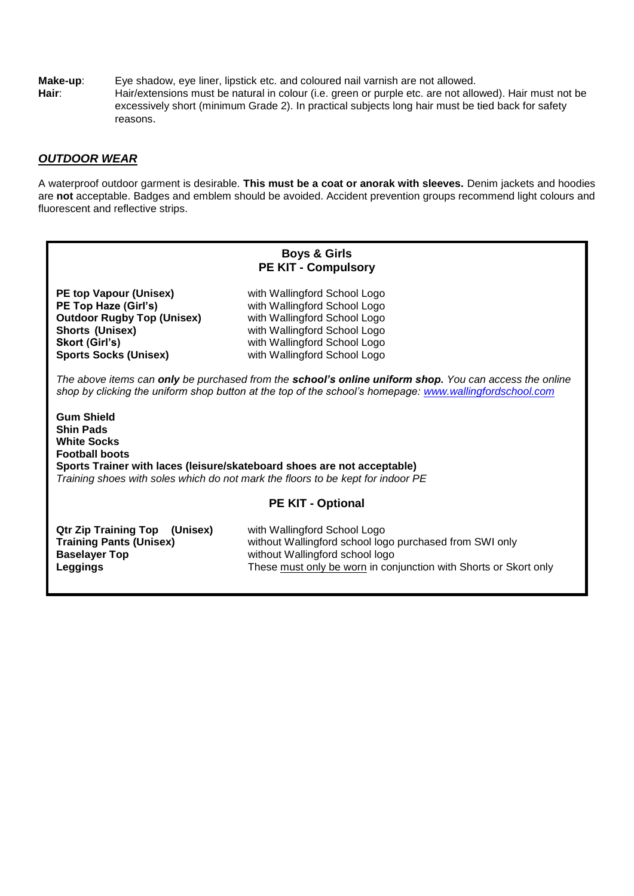**Make-up**: Eye shadow, eye liner, lipstick etc. and coloured nail varnish are not allowed.

**Hair**: Hair/extensions must be natural in colour (i.e. green or purple etc. are not allowed). Hair must not be excessively short (minimum Grade 2). In practical subjects long hair must be tied back for safety reasons.

## ***OUTDOOR WEAR***

A waterproof outdoor garment is desirable. **This must be a coat or anorak with sleeves.** Denim jackets and hoodies are **not** acceptable. Badges and emblem should be avoided. Accident prevention groups recommend light colours and fluorescent and reflective strips.

### Boys & Girls
### PE KIT - Compulsory

| | |
|---|---|
| **PE top Vapour (Unisex)** | with Wallingford School Logo |
| **PE Top Haze (Girl's)** | with Wallingford School Logo |
| **Outdoor Rugby Top (Unisex)** | with Wallingford School Logo |
| **Shorts (Unisex)** | with Wallingford School Logo |
| **Skort (Girl's)** | with Wallingford School Logo |
| **Sports Socks (Unisex)** | with Wallingford School Logo |

*The above items can **only** be purchased from the **school's online uniform shop.** You can access the online shop by clicking the uniform shop button at the top of the school's homepage: www.wallingfordschool.com*

**Gum Shield**
**Shin Pads**
**White Socks**
**Football boots**
**Sports Trainer with laces (leisure/skateboard shoes are not acceptable)**
*Training shoes with soles which do not mark the floors to be kept for indoor PE*

### PE KIT - Optional

| | |
|---|---|
| **Qtr Zip Training Top (Unisex)** | with Wallingford School Logo |
| **Training Pants (Unisex)** | without Wallingford school logo purchased from SWI only |
| **Baselayer Top** | without Wallingford school logo |
| **Leggings** | These must only be worn in conjunction with Shorts or Skort only |